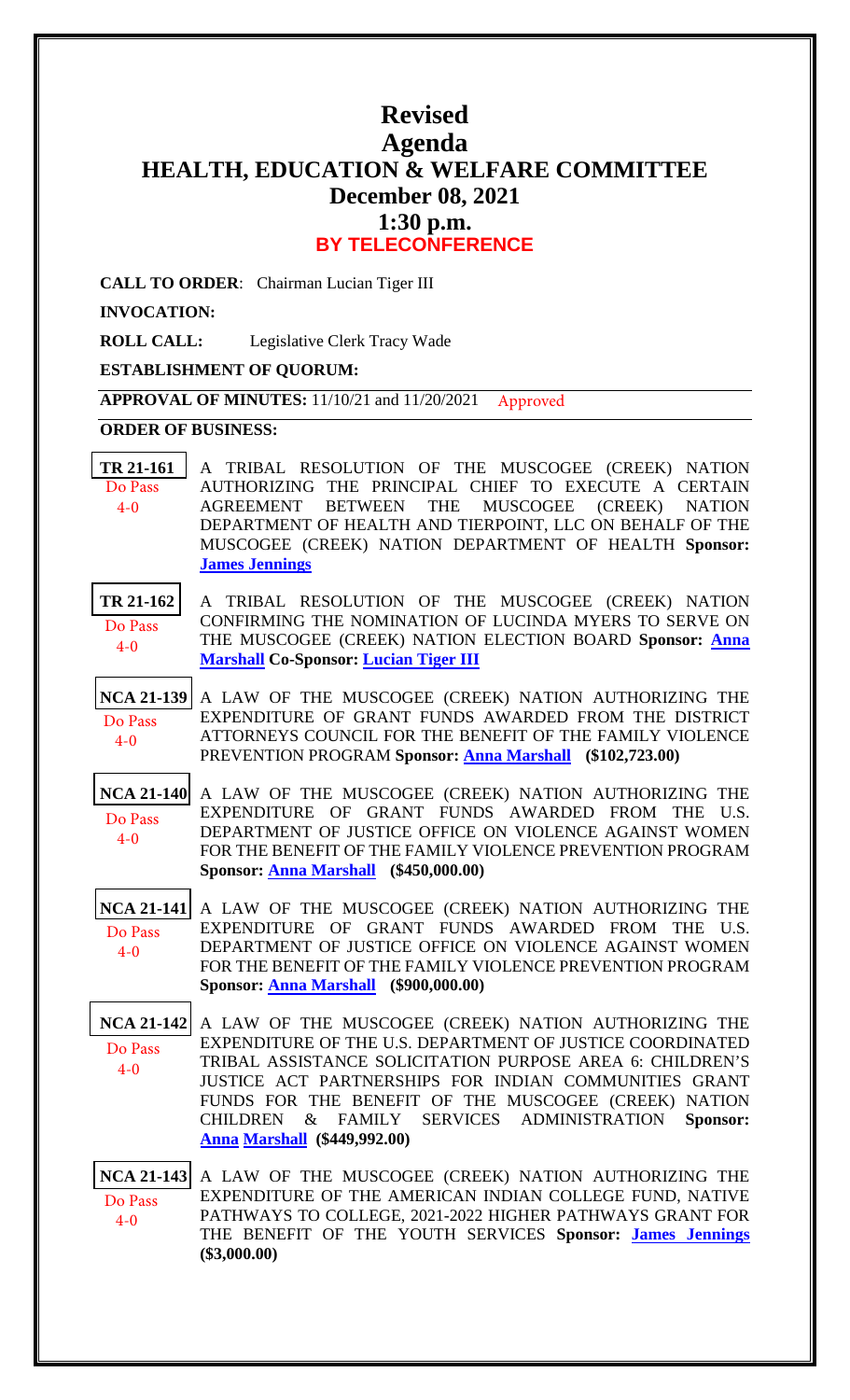# Revised

# Agenda

# HEALTH, EDUCATION & WELFARE COMMITTEE

## December 08, 2021

## 1:30 p.m.

## BY TELECONFERENCE

**CALL TO ORDER**: Chairman Lucian Tiger III

**INVOCATION:**

**ROLL CALL:** Legislative Clerk Tracy Wade

**ESTABLISHMENT OF QUORUM:**

**APPROVAL OF MINUTES:** 11/10/21 and 11/20/2021 Approved

**ORDER OF BUSINESS:**

**TR 21-161** Do Pass 4-0 — A TRIBAL RESOLUTION OF THE MUSCOGEE (CREEK) NATION AUTHORIZING THE PRINCIPAL CHIEF TO EXECUTE A CERTAIN AGREEMENT BETWEEN THE MUSCOGEE (CREEK) NATION DEPARTMENT OF HEALTH AND TIERPOINT, LLC ON BEHALF OF THE MUSCOGEE (CREEK) NATION DEPARTMENT OF HEALTH **Sponsor: James Jennings**

**TR 21-162** Do Pass 4-0 — A TRIBAL RESOLUTION OF THE MUSCOGEE (CREEK) NATION CONFIRMING THE NOMINATION OF LUCINDA MYERS TO SERVE ON THE MUSCOGEE (CREEK) NATION ELECTION BOARD **Sponsor: Anna Marshall Co-Sponsor: Lucian Tiger III**

**NCA 21-139** Do Pass 4-0 — A LAW OF THE MUSCOGEE (CREEK) NATION AUTHORIZING THE EXPENDITURE OF GRANT FUNDS AWARDED FROM THE DISTRICT ATTORNEYS COUNCIL FOR THE BENEFIT OF THE FAMILY VIOLENCE PREVENTION PROGRAM **Sponsor: Anna Marshall ($102,723.00)**

**NCA 21-140** Do Pass 4-0 — A LAW OF THE MUSCOGEE (CREEK) NATION AUTHORIZING THE EXPENDITURE OF GRANT FUNDS AWARDED FROM THE U.S. DEPARTMENT OF JUSTICE OFFICE ON VIOLENCE AGAINST WOMEN FOR THE BENEFIT OF THE FAMILY VIOLENCE PREVENTION PROGRAM **Sponsor: Anna Marshall ($450,000.00)**

**NCA 21-141** Do Pass 4-0 — A LAW OF THE MUSCOGEE (CREEK) NATION AUTHORIZING THE EXPENDITURE OF GRANT FUNDS AWARDED FROM THE U.S. DEPARTMENT OF JUSTICE OFFICE ON VIOLENCE AGAINST WOMEN FOR THE BENEFIT OF THE FAMILY VIOLENCE PREVENTION PROGRAM **Sponsor: Anna Marshall ($900,000.00)**

**NCA 21-142** Do Pass 4-0 — A LAW OF THE MUSCOGEE (CREEK) NATION AUTHORIZING THE EXPENDITURE OF THE U.S. DEPARTMENT OF JUSTICE COORDINATED TRIBAL ASSISTANCE SOLICITATION PURPOSE AREA 6: CHILDREN'S JUSTICE ACT PARTNERSHIPS FOR INDIAN COMMUNITIES GRANT FUNDS FOR THE BENEFIT OF THE MUSCOGEE (CREEK) NATION CHILDREN & FAMILY SERVICES ADMINISTRATION **Sponsor: Anna Marshall ($449,992.00)**

**NCA 21-143** Do Pass 4-0 — A LAW OF THE MUSCOGEE (CREEK) NATION AUTHORIZING THE EXPENDITURE OF THE AMERICAN INDIAN COLLEGE FUND, NATIVE PATHWAYS TO COLLEGE, 2021-2022 HIGHER PATHWAYS GRANT FOR THE BENEFIT OF THE YOUTH SERVICES **Sponsor: James Jennings ($3,000.00)**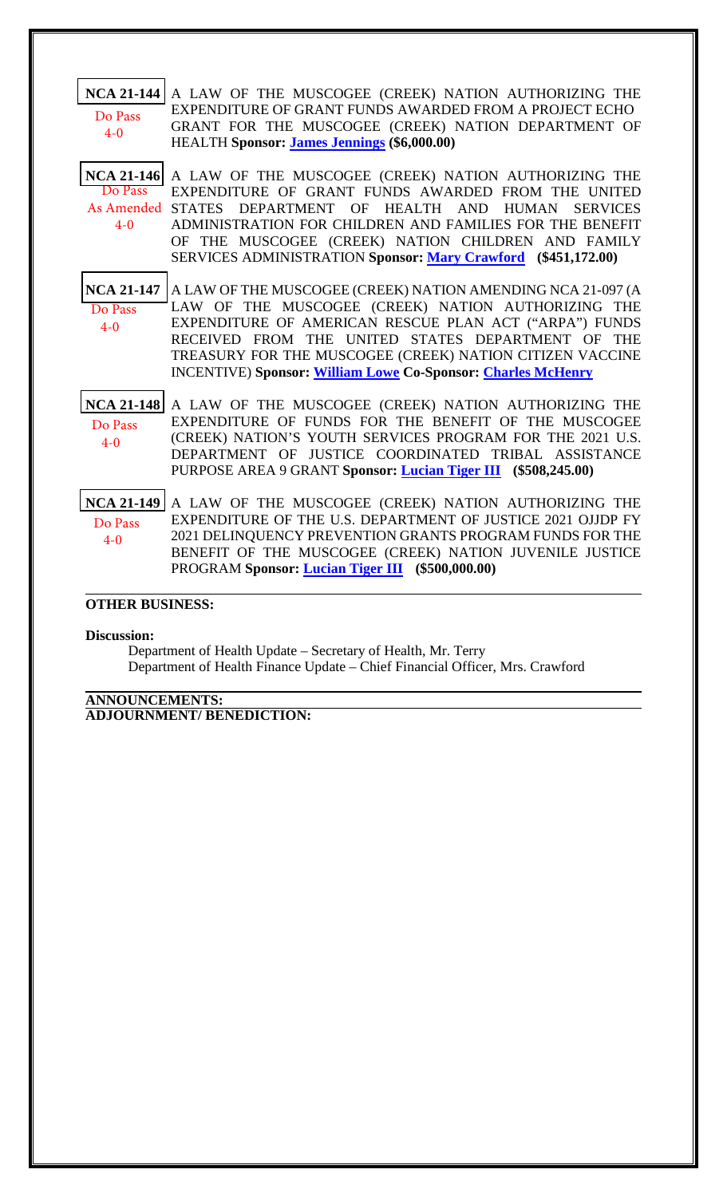**NCA 21-144** Do Pass 4-0 — A LAW OF THE MUSCOGEE (CREEK) NATION AUTHORIZING THE EXPENDITURE OF GRANT FUNDS AWARDED FROM A PROJECT ECHO GRANT FOR THE MUSCOGEE (CREEK) NATION DEPARTMENT OF HEALTH **Sponsor: James Jennings (\$6,000.00)**

**NCA 21-146** Do Pass As Amended 4-0 — A LAW OF THE MUSCOGEE (CREEK) NATION AUTHORIZING THE EXPENDITURE OF GRANT FUNDS AWARDED FROM THE UNITED STATES DEPARTMENT OF HEALTH AND HUMAN SERVICES ADMINISTRATION FOR CHILDREN AND FAMILIES FOR THE BENEFIT OF THE MUSCOGEE (CREEK) NATION CHILDREN AND FAMILY SERVICES ADMINISTRATION **Sponsor: Mary Crawford (\$451,172.00)**

**NCA 21-147** Do Pass 4-0 — A LAW OF THE MUSCOGEE (CREEK) NATION AMENDING NCA 21-097 (A LAW OF THE MUSCOGEE (CREEK) NATION AUTHORIZING THE EXPENDITURE OF AMERICAN RESCUE PLAN ACT ("ARPA") FUNDS RECEIVED FROM THE UNITED STATES DEPARTMENT OF THE TREASURY FOR THE MUSCOGEE (CREEK) NATION CITIZEN VACCINE INCENTIVE) **Sponsor: William Lowe Co-Sponsor: Charles McHenry**

**NCA 21-148** Do Pass 4-0 — A LAW OF THE MUSCOGEE (CREEK) NATION AUTHORIZING THE EXPENDITURE OF FUNDS FOR THE BENEFIT OF THE MUSCOGEE (CREEK) NATION'S YOUTH SERVICES PROGRAM FOR THE 2021 U.S. DEPARTMENT OF JUSTICE COORDINATED TRIBAL ASSISTANCE PURPOSE AREA 9 GRANT **Sponsor: Lucian Tiger III (\$508,245.00)**

**NCA 21-149** Do Pass 4-0 — A LAW OF THE MUSCOGEE (CREEK) NATION AUTHORIZING THE EXPENDITURE OF THE U.S. DEPARTMENT OF JUSTICE 2021 OJJDP FY 2021 DELINQUENCY PREVENTION GRANTS PROGRAM FUNDS FOR THE BENEFIT OF THE MUSCOGEE (CREEK) NATION JUVENILE JUSTICE PROGRAM **Sponsor: Lucian Tiger III (\$500,000.00)**

**OTHER BUSINESS:**

**Discussion:**

Department of Health Update – Secretary of Health, Mr. Terry
Department of Health Finance Update – Chief Financial Officer, Mrs. Crawford

**ANNOUNCEMENTS:**

**ADJOURNMENT/ BENEDICTION:**